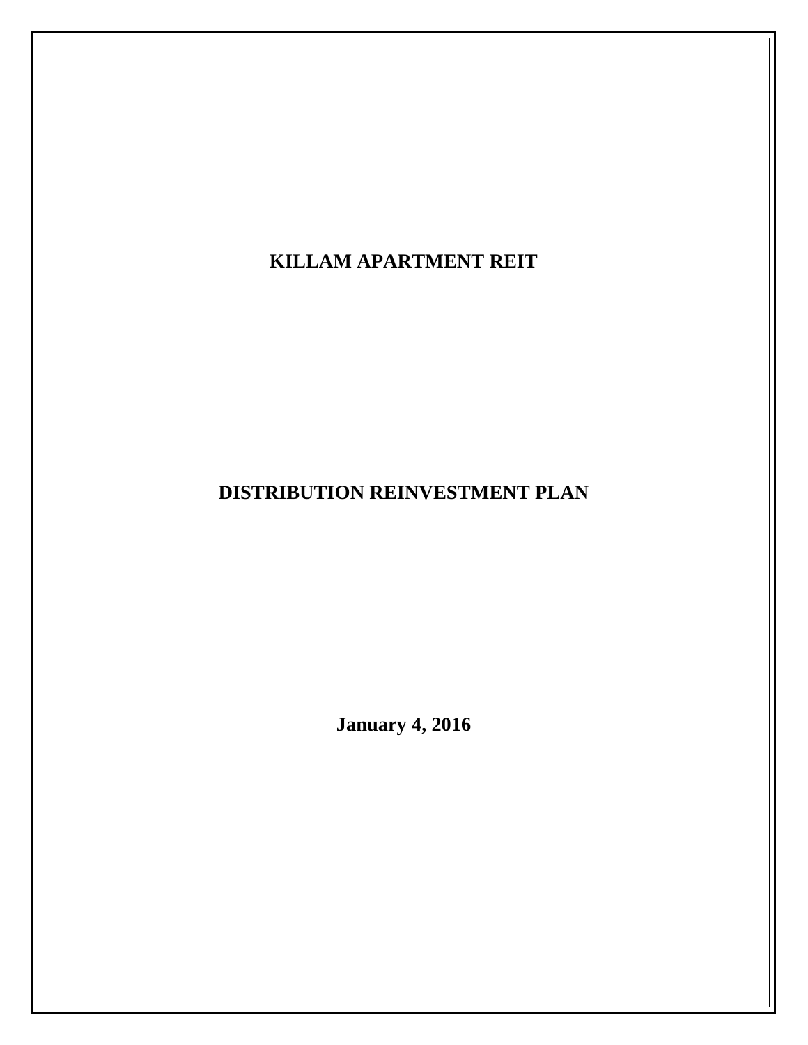# KILLAM APARTMENT REIT

# DISTRIBUTION REINVESTMENT PLAN

**January 4, 2016**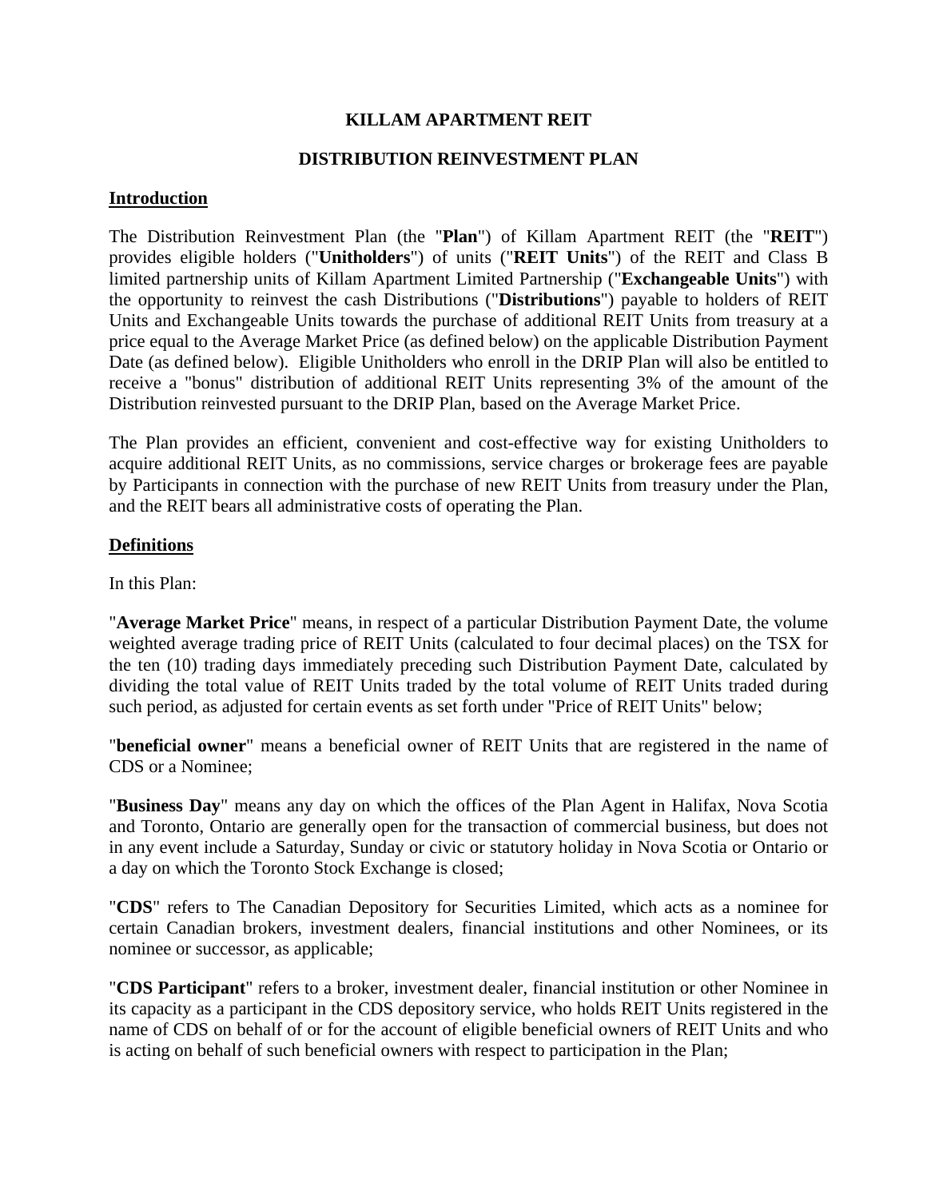**KILLAM APARTMENT REIT**

**DISTRIBUTION REINVESTMENT PLAN**

**Introduction**

The Distribution Reinvestment Plan (the "**Plan**") of Killam Apartment REIT (the "**REIT**") provides eligible holders ("**Unitholders**") of units ("**REIT Units**") of the REIT and Class B limited partnership units of Killam Apartment Limited Partnership ("**Exchangeable Units**") with the opportunity to reinvest the cash Distributions ("**Distributions**") payable to holders of REIT Units and Exchangeable Units towards the purchase of additional REIT Units from treasury at a price equal to the Average Market Price (as defined below) on the applicable Distribution Payment Date (as defined below). Eligible Unitholders who enroll in the DRIP Plan will also be entitled to receive a "bonus" distribution of additional REIT Units representing 3% of the amount of the Distribution reinvested pursuant to the DRIP Plan, based on the Average Market Price.

The Plan provides an efficient, convenient and cost-effective way for existing Unitholders to acquire additional REIT Units, as no commissions, service charges or brokerage fees are payable by Participants in connection with the purchase of new REIT Units from treasury under the Plan, and the REIT bears all administrative costs of operating the Plan.

**Definitions**

In this Plan:

"**Average Market Price**" means, in respect of a particular Distribution Payment Date, the volume weighted average trading price of REIT Units (calculated to four decimal places) on the TSX for the ten (10) trading days immediately preceding such Distribution Payment Date, calculated by dividing the total value of REIT Units traded by the total volume of REIT Units traded during such period, as adjusted for certain events as set forth under "Price of REIT Units" below;

"**beneficial owner**" means a beneficial owner of REIT Units that are registered in the name of CDS or a Nominee;

"**Business Day**" means any day on which the offices of the Plan Agent in Halifax, Nova Scotia and Toronto, Ontario are generally open for the transaction of commercial business, but does not in any event include a Saturday, Sunday or civic or statutory holiday in Nova Scotia or Ontario or a day on which the Toronto Stock Exchange is closed;

"**CDS**" refers to The Canadian Depository for Securities Limited, which acts as a nominee for certain Canadian brokers, investment dealers, financial institutions and other Nominees, or its nominee or successor, as applicable;

"**CDS Participant**" refers to a broker, investment dealer, financial institution or other Nominee in its capacity as a participant in the CDS depository service, who holds REIT Units registered in the name of CDS on behalf of or for the account of eligible beneficial owners of REIT Units and who is acting on behalf of such beneficial owners with respect to participation in the Plan;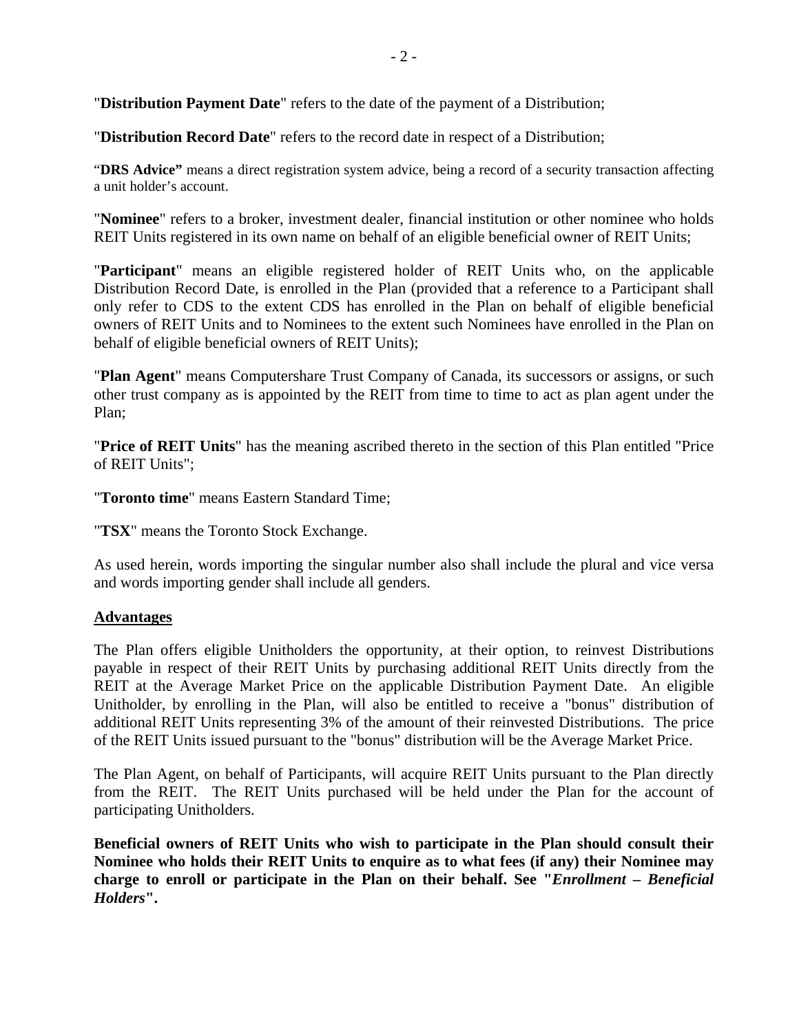"**Distribution Payment Date**" refers to the date of the payment of a Distribution;

"**Distribution Record Date**" refers to the record date in respect of a Distribution;

"**DRS Advice"** means a direct registration system advice, being a record of a security transaction affecting a unit holder's account.

"**Nominee**" refers to a broker, investment dealer, financial institution or other nominee who holds REIT Units registered in its own name on behalf of an eligible beneficial owner of REIT Units;

"**Participant**" means an eligible registered holder of REIT Units who, on the applicable Distribution Record Date, is enrolled in the Plan (provided that a reference to a Participant shall only refer to CDS to the extent CDS has enrolled in the Plan on behalf of eligible beneficial owners of REIT Units and to Nominees to the extent such Nominees have enrolled in the Plan on behalf of eligible beneficial owners of REIT Units);

"**Plan Agent**" means Computershare Trust Company of Canada, its successors or assigns, or such other trust company as is appointed by the REIT from time to time to act as plan agent under the Plan;

"**Price of REIT Units**" has the meaning ascribed thereto in the section of this Plan entitled "Price of REIT Units";

"**Toronto time**" means Eastern Standard Time;

"**TSX**" means the Toronto Stock Exchange.

As used herein, words importing the singular number also shall include the plural and vice versa and words importing gender shall include all genders.

## Advantages

The Plan offers eligible Unitholders the opportunity, at their option, to reinvest Distributions payable in respect of their REIT Units by purchasing additional REIT Units directly from the REIT at the Average Market Price on the applicable Distribution Payment Date. An eligible Unitholder, by enrolling in the Plan, will also be entitled to receive a "bonus" distribution of additional REIT Units representing 3% of the amount of their reinvested Distributions. The price of the REIT Units issued pursuant to the "bonus" distribution will be the Average Market Price.

The Plan Agent, on behalf of Participants, will acquire REIT Units pursuant to the Plan directly from the REIT. The REIT Units purchased will be held under the Plan for the account of participating Unitholders.

**Beneficial owners of REIT Units who wish to participate in the Plan should consult their Nominee who holds their REIT Units to enquire as to what fees (if any) their Nominee may charge to enroll or participate in the Plan on their behalf. See "*Enrollment – Beneficial Holders*".**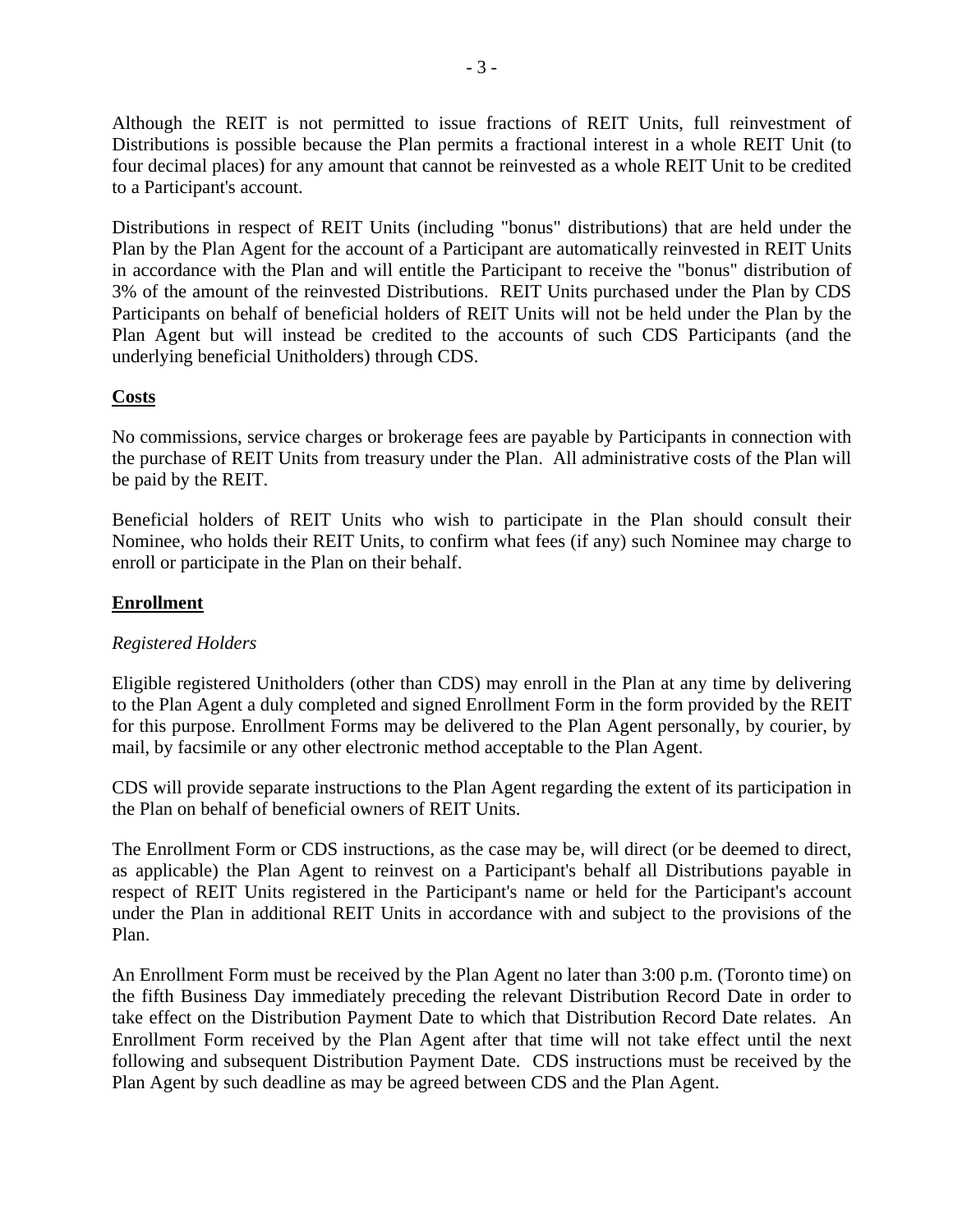Although the REIT is not permitted to issue fractions of REIT Units, full reinvestment of Distributions is possible because the Plan permits a fractional interest in a whole REIT Unit (to four decimal places) for any amount that cannot be reinvested as a whole REIT Unit to be credited to a Participant's account.

Distributions in respect of REIT Units (including "bonus" distributions) that are held under the Plan by the Plan Agent for the account of a Participant are automatically reinvested in REIT Units in accordance with the Plan and will entitle the Participant to receive the "bonus" distribution of 3% of the amount of the reinvested Distributions. REIT Units purchased under the Plan by CDS Participants on behalf of beneficial holders of REIT Units will not be held under the Plan by the Plan Agent but will instead be credited to the accounts of such CDS Participants (and the underlying beneficial Unitholders) through CDS.

## Costs

No commissions, service charges or brokerage fees are payable by Participants in connection with the purchase of REIT Units from treasury under the Plan. All administrative costs of the Plan will be paid by the REIT.

Beneficial holders of REIT Units who wish to participate in the Plan should consult their Nominee, who holds their REIT Units, to confirm what fees (if any) such Nominee may charge to enroll or participate in the Plan on their behalf.

## Enrollment

*Registered Holders*

Eligible registered Unitholders (other than CDS) may enroll in the Plan at any time by delivering to the Plan Agent a duly completed and signed Enrollment Form in the form provided by the REIT for this purpose. Enrollment Forms may be delivered to the Plan Agent personally, by courier, by mail, by facsimile or any other electronic method acceptable to the Plan Agent.

CDS will provide separate instructions to the Plan Agent regarding the extent of its participation in the Plan on behalf of beneficial owners of REIT Units.

The Enrollment Form or CDS instructions, as the case may be, will direct (or be deemed to direct, as applicable) the Plan Agent to reinvest on a Participant's behalf all Distributions payable in respect of REIT Units registered in the Participant's name or held for the Participant's account under the Plan in additional REIT Units in accordance with and subject to the provisions of the Plan.

An Enrollment Form must be received by the Plan Agent no later than 3:00 p.m. (Toronto time) on the fifth Business Day immediately preceding the relevant Distribution Record Date in order to take effect on the Distribution Payment Date to which that Distribution Record Date relates. An Enrollment Form received by the Plan Agent after that time will not take effect until the next following and subsequent Distribution Payment Date. CDS instructions must be received by the Plan Agent by such deadline as may be agreed between CDS and the Plan Agent.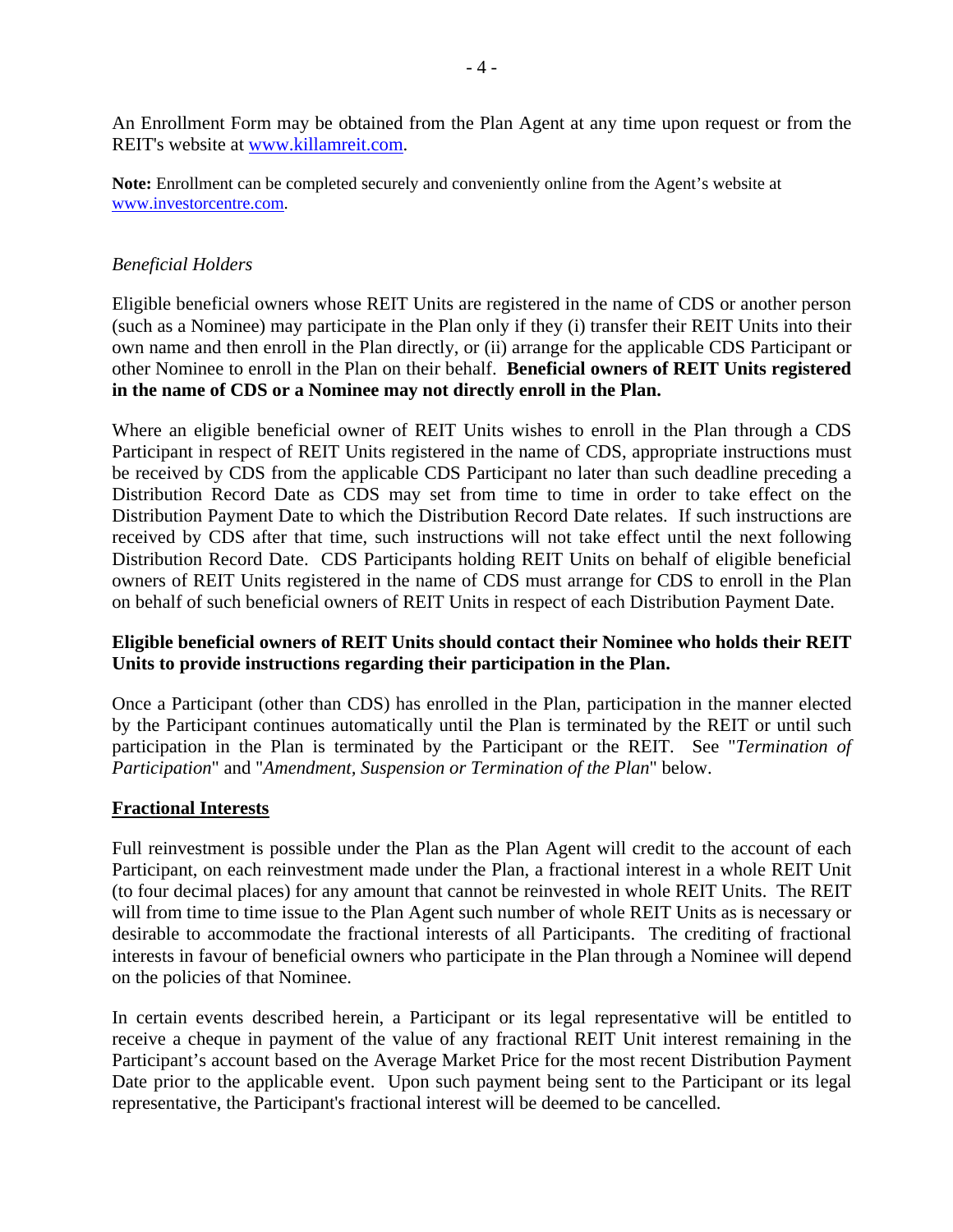An Enrollment Form may be obtained from the Plan Agent at any time upon request or from the REIT's website at www.killamreit.com.

**Note:** Enrollment can be completed securely and conveniently online from the Agent's website at www.investorcentre.com.

*Beneficial Holders*

Eligible beneficial owners whose REIT Units are registered in the name of CDS or another person (such as a Nominee) may participate in the Plan only if they (i) transfer their REIT Units into their own name and then enroll in the Plan directly, or (ii) arrange for the applicable CDS Participant or other Nominee to enroll in the Plan on their behalf. **Beneficial owners of REIT Units registered in the name of CDS or a Nominee may not directly enroll in the Plan.**

Where an eligible beneficial owner of REIT Units wishes to enroll in the Plan through a CDS Participant in respect of REIT Units registered in the name of CDS, appropriate instructions must be received by CDS from the applicable CDS Participant no later than such deadline preceding a Distribution Record Date as CDS may set from time to time in order to take effect on the Distribution Payment Date to which the Distribution Record Date relates. If such instructions are received by CDS after that time, such instructions will not take effect until the next following Distribution Record Date. CDS Participants holding REIT Units on behalf of eligible beneficial owners of REIT Units registered in the name of CDS must arrange for CDS to enroll in the Plan on behalf of such beneficial owners of REIT Units in respect of each Distribution Payment Date.

**Eligible beneficial owners of REIT Units should contact their Nominee who holds their REIT Units to provide instructions regarding their participation in the Plan.**

Once a Participant (other than CDS) has enrolled in the Plan, participation in the manner elected by the Participant continues automatically until the Plan is terminated by the REIT or until such participation in the Plan is terminated by the Participant or the REIT. See "*Termination of Participation*" and "*Amendment, Suspension or Termination of the Plan*" below.

**Fractional Interests**

Full reinvestment is possible under the Plan as the Plan Agent will credit to the account of each Participant, on each reinvestment made under the Plan, a fractional interest in a whole REIT Unit (to four decimal places) for any amount that cannot be reinvested in whole REIT Units. The REIT will from time to time issue to the Plan Agent such number of whole REIT Units as is necessary or desirable to accommodate the fractional interests of all Participants. The crediting of fractional interests in favour of beneficial owners who participate in the Plan through a Nominee will depend on the policies of that Nominee.

In certain events described herein, a Participant or its legal representative will be entitled to receive a cheque in payment of the value of any fractional REIT Unit interest remaining in the Participant's account based on the Average Market Price for the most recent Distribution Payment Date prior to the applicable event. Upon such payment being sent to the Participant or its legal representative, the Participant's fractional interest will be deemed to be cancelled.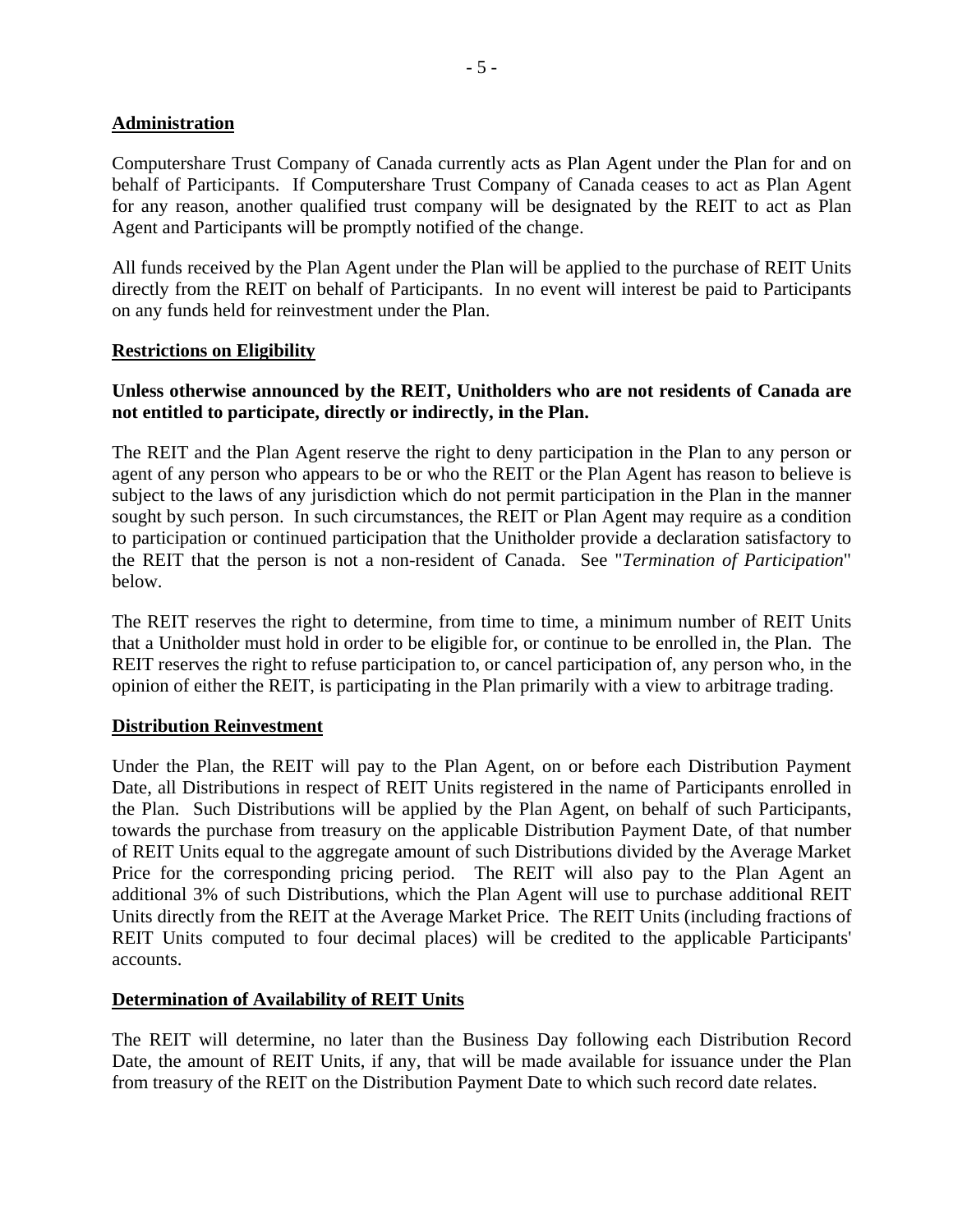## Administration

Computershare Trust Company of Canada currently acts as Plan Agent under the Plan for and on behalf of Participants. If Computershare Trust Company of Canada ceases to act as Plan Agent for any reason, another qualified trust company will be designated by the REIT to act as Plan Agent and Participants will be promptly notified of the change.

All funds received by the Plan Agent under the Plan will be applied to the purchase of REIT Units directly from the REIT on behalf of Participants. In no event will interest be paid to Participants on any funds held for reinvestment under the Plan.

## Restrictions on Eligibility

**Unless otherwise announced by the REIT, Unitholders who are not residents of Canada are not entitled to participate, directly or indirectly, in the Plan.**

The REIT and the Plan Agent reserve the right to deny participation in the Plan to any person or agent of any person who appears to be or who the REIT or the Plan Agent has reason to believe is subject to the laws of any jurisdiction which do not permit participation in the Plan in the manner sought by such person. In such circumstances, the REIT or Plan Agent may require as a condition to participation or continued participation that the Unitholder provide a declaration satisfactory to the REIT that the person is not a non-resident of Canada. See "*Termination of Participation*" below.

The REIT reserves the right to determine, from time to time, a minimum number of REIT Units that a Unitholder must hold in order to be eligible for, or continue to be enrolled in, the Plan. The REIT reserves the right to refuse participation to, or cancel participation of, any person who, in the opinion of either the REIT, is participating in the Plan primarily with a view to arbitrage trading.

## Distribution Reinvestment

Under the Plan, the REIT will pay to the Plan Agent, on or before each Distribution Payment Date, all Distributions in respect of REIT Units registered in the name of Participants enrolled in the Plan. Such Distributions will be applied by the Plan Agent, on behalf of such Participants, towards the purchase from treasury on the applicable Distribution Payment Date, of that number of REIT Units equal to the aggregate amount of such Distributions divided by the Average Market Price for the corresponding pricing period. The REIT will also pay to the Plan Agent an additional 3% of such Distributions, which the Plan Agent will use to purchase additional REIT Units directly from the REIT at the Average Market Price. The REIT Units (including fractions of REIT Units computed to four decimal places) will be credited to the applicable Participants' accounts.

## Determination of Availability of REIT Units

The REIT will determine, no later than the Business Day following each Distribution Record Date, the amount of REIT Units, if any, that will be made available for issuance under the Plan from treasury of the REIT on the Distribution Payment Date to which such record date relates.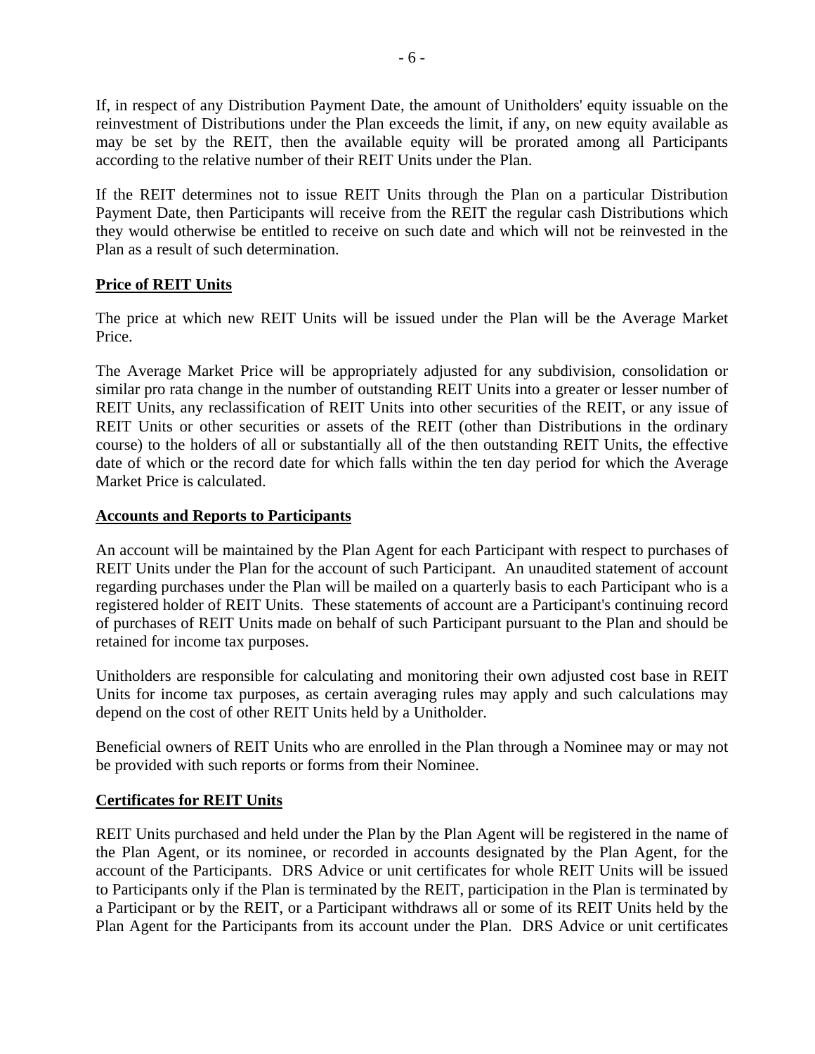If, in respect of any Distribution Payment Date, the amount of Unitholders' equity issuable on the reinvestment of Distributions under the Plan exceeds the limit, if any, on new equity available as may be set by the REIT, then the available equity will be prorated among all Participants according to the relative number of their REIT Units under the Plan.

If the REIT determines not to issue REIT Units through the Plan on a particular Distribution Payment Date, then Participants will receive from the REIT the regular cash Distributions which they would otherwise be entitled to receive on such date and which will not be reinvested in the Plan as a result of such determination.

**Price of REIT Units**

The price at which new REIT Units will be issued under the Plan will be the Average Market Price.

The Average Market Price will be appropriately adjusted for any subdivision, consolidation or similar pro rata change in the number of outstanding REIT Units into a greater or lesser number of REIT Units, any reclassification of REIT Units into other securities of the REIT, or any issue of REIT Units or other securities or assets of the REIT (other than Distributions in the ordinary course) to the holders of all or substantially all of the then outstanding REIT Units, the effective date of which or the record date for which falls within the ten day period for which the Average Market Price is calculated.

**Accounts and Reports to Participants**

An account will be maintained by the Plan Agent for each Participant with respect to purchases of REIT Units under the Plan for the account of such Participant. An unaudited statement of account regarding purchases under the Plan will be mailed on a quarterly basis to each Participant who is a registered holder of REIT Units. These statements of account are a Participant's continuing record of purchases of REIT Units made on behalf of such Participant pursuant to the Plan and should be retained for income tax purposes.

Unitholders are responsible for calculating and monitoring their own adjusted cost base in REIT Units for income tax purposes, as certain averaging rules may apply and such calculations may depend on the cost of other REIT Units held by a Unitholder.

Beneficial owners of REIT Units who are enrolled in the Plan through a Nominee may or may not be provided with such reports or forms from their Nominee.

**Certificates for REIT Units**

REIT Units purchased and held under the Plan by the Plan Agent will be registered in the name of the Plan Agent, or its nominee, or recorded in accounts designated by the Plan Agent, for the account of the Participants. DRS Advice or unit certificates for whole REIT Units will be issued to Participants only if the Plan is terminated by the REIT, participation in the Plan is terminated by a Participant or by the REIT, or a Participant withdraws all or some of its REIT Units held by the Plan Agent for the Participants from its account under the Plan. DRS Advice or unit certificates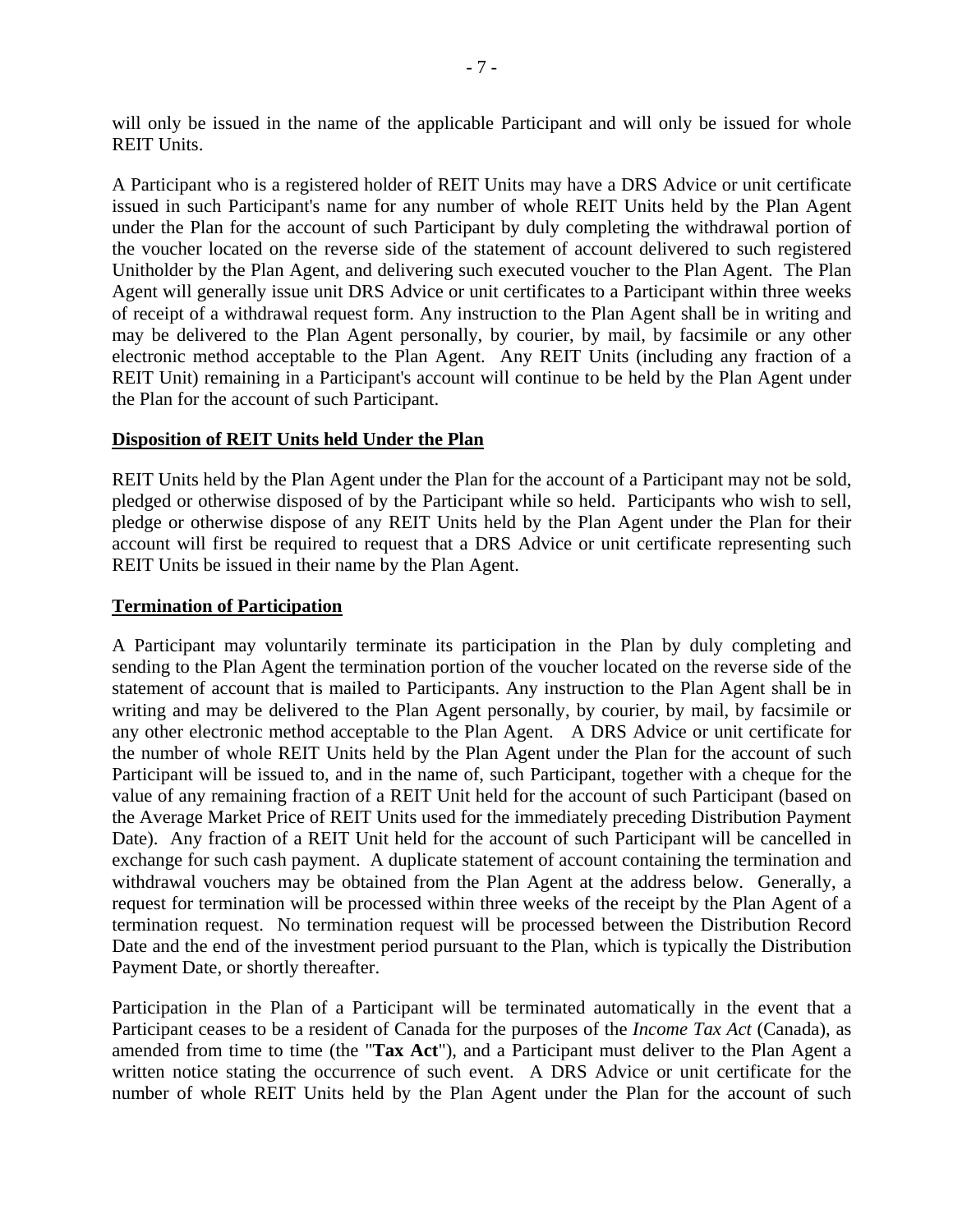will only be issued in the name of the applicable Participant and will only be issued for whole REIT Units.

A Participant who is a registered holder of REIT Units may have a DRS Advice or unit certificate issued in such Participant's name for any number of whole REIT Units held by the Plan Agent under the Plan for the account of such Participant by duly completing the withdrawal portion of the voucher located on the reverse side of the statement of account delivered to such registered Unitholder by the Plan Agent, and delivering such executed voucher to the Plan Agent. The Plan Agent will generally issue unit DRS Advice or unit certificates to a Participant within three weeks of receipt of a withdrawal request form. Any instruction to the Plan Agent shall be in writing and may be delivered to the Plan Agent personally, by courier, by mail, by facsimile or any other electronic method acceptable to the Plan Agent. Any REIT Units (including any fraction of a REIT Unit) remaining in a Participant's account will continue to be held by the Plan Agent under the Plan for the account of such Participant.

**Disposition of REIT Units held Under the Plan**

REIT Units held by the Plan Agent under the Plan for the account of a Participant may not be sold, pledged or otherwise disposed of by the Participant while so held. Participants who wish to sell, pledge or otherwise dispose of any REIT Units held by the Plan Agent under the Plan for their account will first be required to request that a DRS Advice or unit certificate representing such REIT Units be issued in their name by the Plan Agent.

**Termination of Participation**

A Participant may voluntarily terminate its participation in the Plan by duly completing and sending to the Plan Agent the termination portion of the voucher located on the reverse side of the statement of account that is mailed to Participants. Any instruction to the Plan Agent shall be in writing and may be delivered to the Plan Agent personally, by courier, by mail, by facsimile or any other electronic method acceptable to the Plan Agent. A DRS Advice or unit certificate for the number of whole REIT Units held by the Plan Agent under the Plan for the account of such Participant will be issued to, and in the name of, such Participant, together with a cheque for the value of any remaining fraction of a REIT Unit held for the account of such Participant (based on the Average Market Price of REIT Units used for the immediately preceding Distribution Payment Date). Any fraction of a REIT Unit held for the account of such Participant will be cancelled in exchange for such cash payment. A duplicate statement of account containing the termination and withdrawal vouchers may be obtained from the Plan Agent at the address below. Generally, a request for termination will be processed within three weeks of the receipt by the Plan Agent of a termination request. No termination request will be processed between the Distribution Record Date and the end of the investment period pursuant to the Plan, which is typically the Distribution Payment Date, or shortly thereafter.

Participation in the Plan of a Participant will be terminated automatically in the event that a Participant ceases to be a resident of Canada for the purposes of the *Income Tax Act* (Canada), as amended from time to time (the "**Tax Act**"), and a Participant must deliver to the Plan Agent a written notice stating the occurrence of such event. A DRS Advice or unit certificate for the number of whole REIT Units held by the Plan Agent under the Plan for the account of such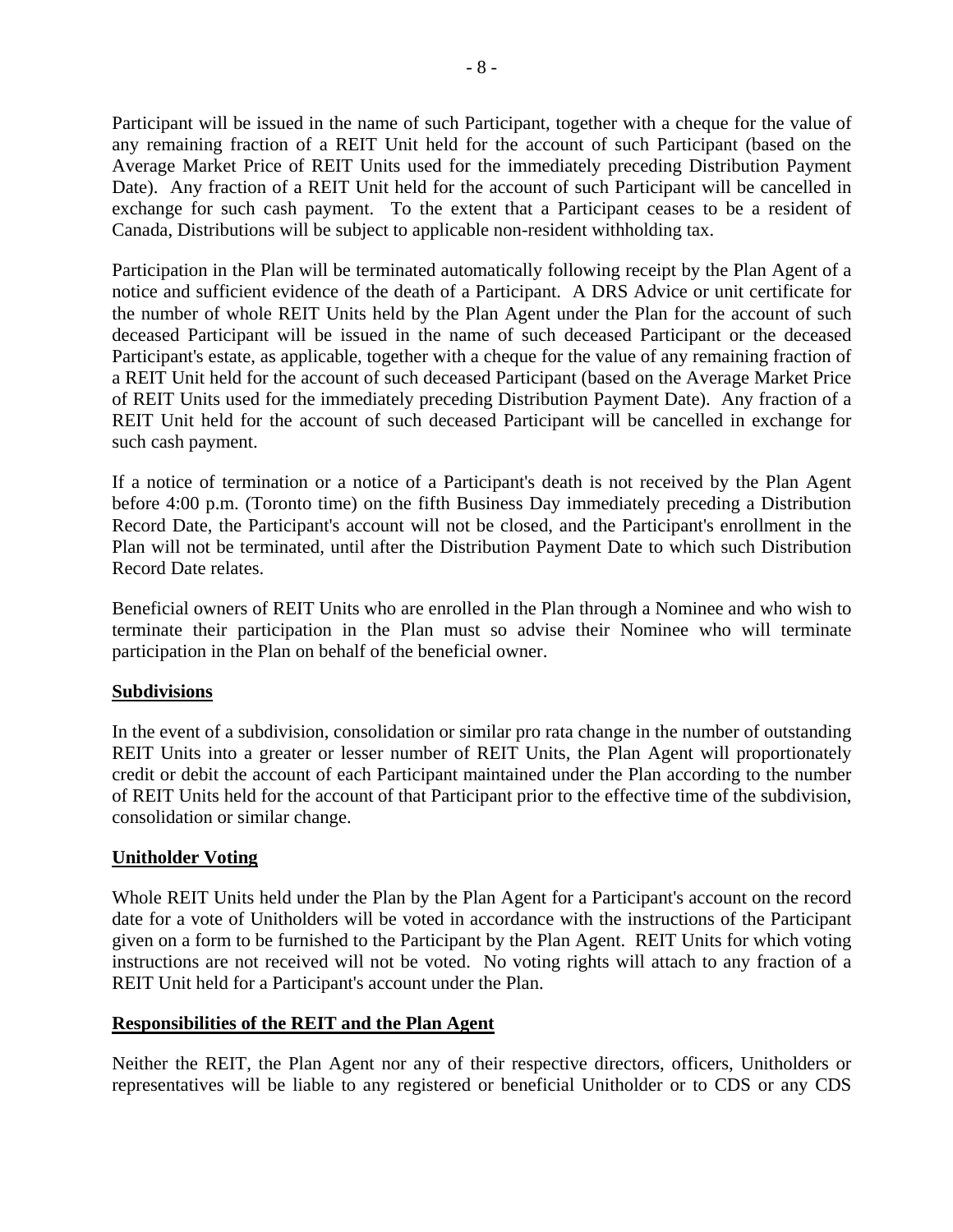Participant will be issued in the name of such Participant, together with a cheque for the value of any remaining fraction of a REIT Unit held for the account of such Participant (based on the Average Market Price of REIT Units used for the immediately preceding Distribution Payment Date). Any fraction of a REIT Unit held for the account of such Participant will be cancelled in exchange for such cash payment. To the extent that a Participant ceases to be a resident of Canada, Distributions will be subject to applicable non-resident withholding tax.

Participation in the Plan will be terminated automatically following receipt by the Plan Agent of a notice and sufficient evidence of the death of a Participant. A DRS Advice or unit certificate for the number of whole REIT Units held by the Plan Agent under the Plan for the account of such deceased Participant will be issued in the name of such deceased Participant or the deceased Participant's estate, as applicable, together with a cheque for the value of any remaining fraction of a REIT Unit held for the account of such deceased Participant (based on the Average Market Price of REIT Units used for the immediately preceding Distribution Payment Date). Any fraction of a REIT Unit held for the account of such deceased Participant will be cancelled in exchange for such cash payment.

If a notice of termination or a notice of a Participant's death is not received by the Plan Agent before 4:00 p.m. (Toronto time) on the fifth Business Day immediately preceding a Distribution Record Date, the Participant's account will not be closed, and the Participant's enrollment in the Plan will not be terminated, until after the Distribution Payment Date to which such Distribution Record Date relates.

Beneficial owners of REIT Units who are enrolled in the Plan through a Nominee and who wish to terminate their participation in the Plan must so advise their Nominee who will terminate participation in the Plan on behalf of the beneficial owner.

## Subdivisions

In the event of a subdivision, consolidation or similar pro rata change in the number of outstanding REIT Units into a greater or lesser number of REIT Units, the Plan Agent will proportionately credit or debit the account of each Participant maintained under the Plan according to the number of REIT Units held for the account of that Participant prior to the effective time of the subdivision, consolidation or similar change.

## Unitholder Voting

Whole REIT Units held under the Plan by the Plan Agent for a Participant's account on the record date for a vote of Unitholders will be voted in accordance with the instructions of the Participant given on a form to be furnished to the Participant by the Plan Agent. REIT Units for which voting instructions are not received will not be voted. No voting rights will attach to any fraction of a REIT Unit held for a Participant's account under the Plan.

## Responsibilities of the REIT and the Plan Agent

Neither the REIT, the Plan Agent nor any of their respective directors, officers, Unitholders or representatives will be liable to any registered or beneficial Unitholder or to CDS or any CDS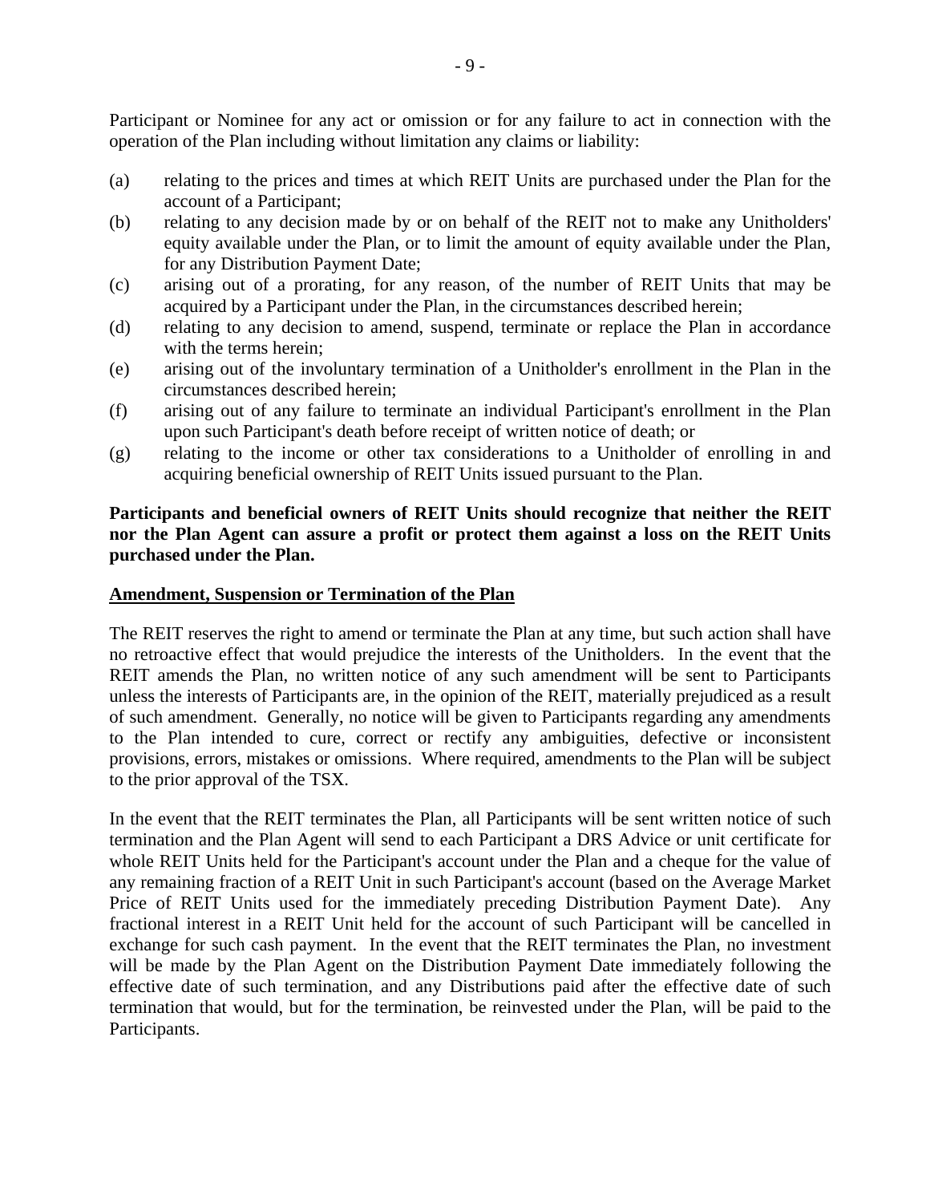Participant or Nominee for any act or omission or for any failure to act in connection with the operation of the Plan including without limitation any claims or liability:

(a) relating to the prices and times at which REIT Units are purchased under the Plan for the account of a Participant;
(b) relating to any decision made by or on behalf of the REIT not to make any Unitholders' equity available under the Plan, or to limit the amount of equity available under the Plan, for any Distribution Payment Date;
(c) arising out of a prorating, for any reason, of the number of REIT Units that may be acquired by a Participant under the Plan, in the circumstances described herein;
(d) relating to any decision to amend, suspend, terminate or replace the Plan in accordance with the terms herein;
(e) arising out of the involuntary termination of a Unitholder's enrollment in the Plan in the circumstances described herein;
(f) arising out of any failure to terminate an individual Participant's enrollment in the Plan upon such Participant's death before receipt of written notice of death; or
(g) relating to the income or other tax considerations to a Unitholder of enrolling in and acquiring beneficial ownership of REIT Units issued pursuant to the Plan.

**Participants and beneficial owners of REIT Units should recognize that neither the REIT nor the Plan Agent can assure a profit or protect them against a loss on the REIT Units purchased under the Plan.**

## Amendment, Suspension or Termination of the Plan

The REIT reserves the right to amend or terminate the Plan at any time, but such action shall have no retroactive effect that would prejudice the interests of the Unitholders. In the event that the REIT amends the Plan, no written notice of any such amendment will be sent to Participants unless the interests of Participants are, in the opinion of the REIT, materially prejudiced as a result of such amendment. Generally, no notice will be given to Participants regarding any amendments to the Plan intended to cure, correct or rectify any ambiguities, defective or inconsistent provisions, errors, mistakes or omissions. Where required, amendments to the Plan will be subject to the prior approval of the TSX.

In the event that the REIT terminates the Plan, all Participants will be sent written notice of such termination and the Plan Agent will send to each Participant a DRS Advice or unit certificate for whole REIT Units held for the Participant's account under the Plan and a cheque for the value of any remaining fraction of a REIT Unit in such Participant's account (based on the Average Market Price of REIT Units used for the immediately preceding Distribution Payment Date). Any fractional interest in a REIT Unit held for the account of such Participant will be cancelled in exchange for such cash payment. In the event that the REIT terminates the Plan, no investment will be made by the Plan Agent on the Distribution Payment Date immediately following the effective date of such termination, and any Distributions paid after the effective date of such termination that would, but for the termination, be reinvested under the Plan, will be paid to the Participants.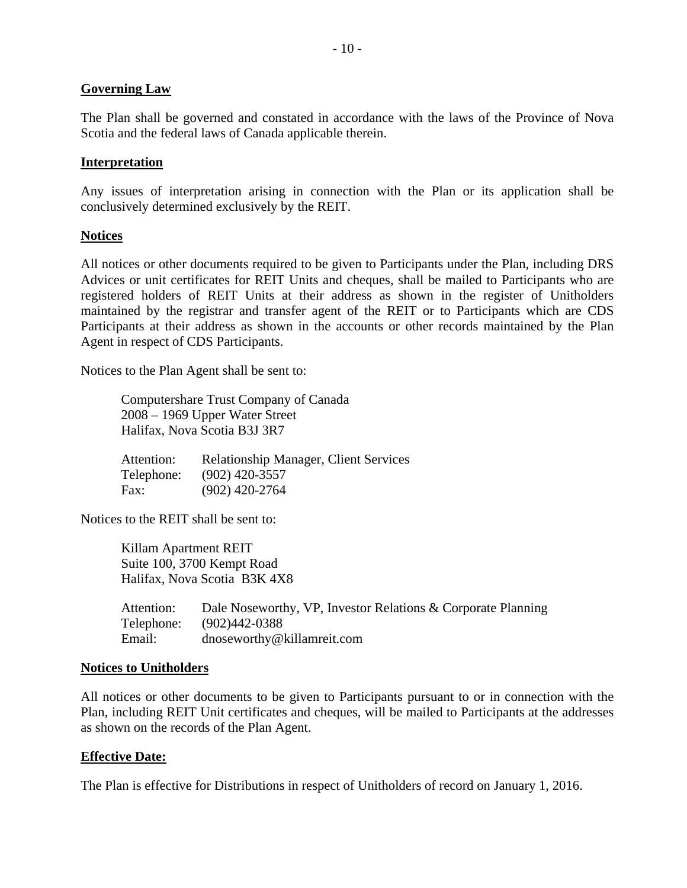**Governing Law**

The Plan shall be governed and constated in accordance with the laws of the Province of Nova Scotia and the federal laws of Canada applicable therein.

**Interpretation**

Any issues of interpretation arising in connection with the Plan or its application shall be conclusively determined exclusively by the REIT.

**Notices**

All notices or other documents required to be given to Participants under the Plan, including DRS Advices or unit certificates for REIT Units and cheques, shall be mailed to Participants who are registered holders of REIT Units at their address as shown in the register of Unitholders maintained by the registrar and transfer agent of the REIT or to Participants which are CDS Participants at their address as shown in the accounts or other records maintained by the Plan Agent in respect of CDS Participants.

Notices to the Plan Agent shall be sent to:

Computershare Trust Company of Canada
2008 – 1969 Upper Water Street
Halifax, Nova Scotia B3J 3R7

Attention: Relationship Manager, Client Services
Telephone: (902) 420-3557
Fax: (902) 420-2764

Notices to the REIT shall be sent to:

Killam Apartment REIT
Suite 100, 3700 Kempt Road
Halifax, Nova Scotia B3K 4X8

Attention: Dale Noseworthy, VP, Investor Relations & Corporate Planning
Telephone: (902)442-0388
Email: dnoseworthy@killamreit.com

**Notices to Unitholders**

All notices or other documents to be given to Participants pursuant to or in connection with the Plan, including REIT Unit certificates and cheques, will be mailed to Participants at the addresses as shown on the records of the Plan Agent.

**Effective Date:**

The Plan is effective for Distributions in respect of Unitholders of record on January 1, 2016.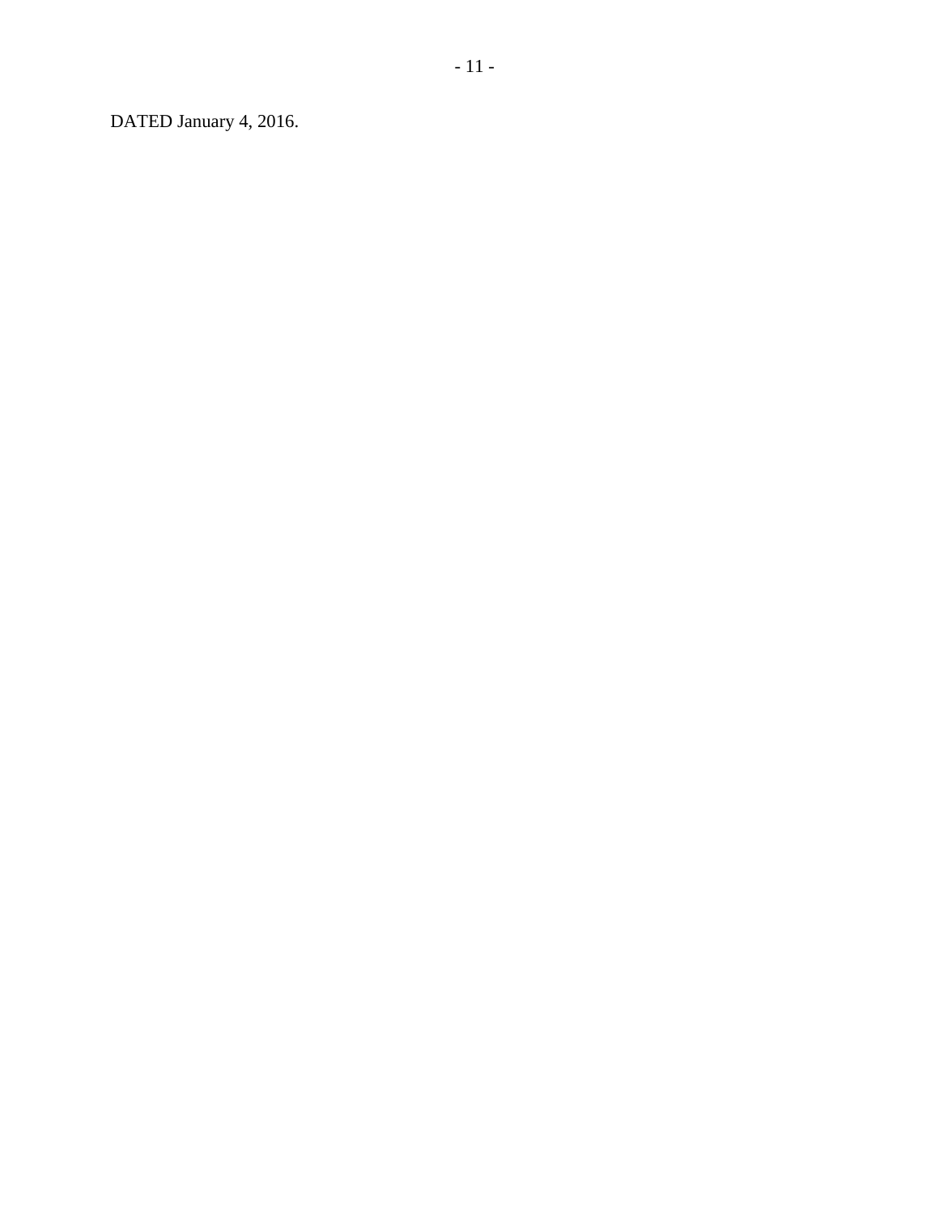DATED January 4, 2016.